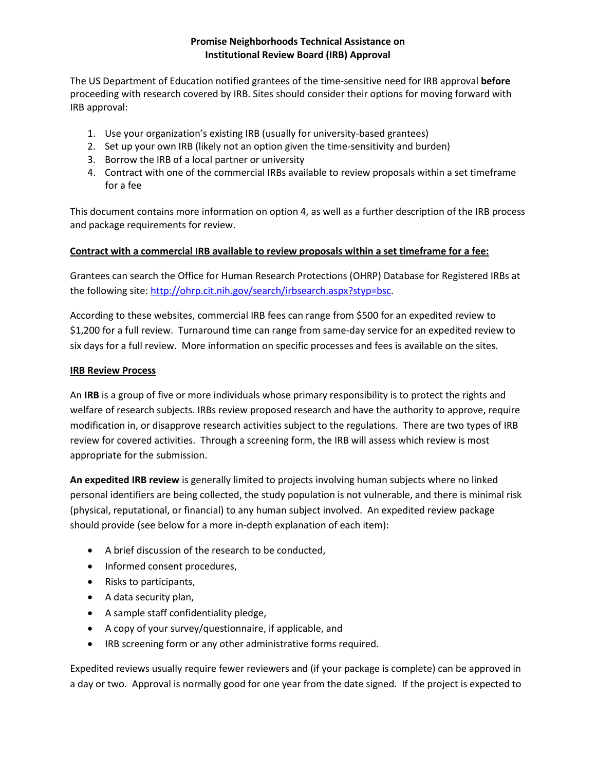# Promise Neighborhoods Technical Assistance on Institutional Review Board (IRB) Approval

The US Department of Education notified grantees of the time-sensitive need for IRB approval **before** proceeding with research covered by IRB. Sites should consider their options for moving forward with IRB approval:

1. Use your organization's existing IRB (usually for university-based grantees)
2. Set up your own IRB (likely not an option given the time-sensitivity and burden)
3. Borrow the IRB of a local partner or university
4. Contract with one of the commercial IRBs available to review proposals within a set timeframe for a fee

This document contains more information on option 4, as well as a further description of the IRB process and package requirements for review.

## Contract with a commercial IRB available to review proposals within a set timeframe for a fee:

Grantees can search the Office for Human Research Protections (OHRP) Database for Registered IRBs at the following site: http://ohrp.cit.nih.gov/search/irbsearch.aspx?styp=bsc.

According to these websites, commercial IRB fees can range from $500 for an expedited review to $1,200 for a full review. Turnaround time can range from same-day service for an expedited review to six days for a full review. More information on specific processes and fees is available on the sites.

## IRB Review Process

An **IRB** is a group of five or more individuals whose primary responsibility is to protect the rights and welfare of research subjects. IRBs review proposed research and have the authority to approve, require modification in, or disapprove research activities subject to the regulations. There are two types of IRB review for covered activities. Through a screening form, the IRB will assess which review is most appropriate for the submission.

**An expedited IRB review** is generally limited to projects involving human subjects where no linked personal identifiers are being collected, the study population is not vulnerable, and there is minimal risk (physical, reputational, or financial) to any human subject involved. An expedited review package should provide (see below for a more in-depth explanation of each item):

- A brief discussion of the research to be conducted,
- Informed consent procedures,
- Risks to participants,
- A data security plan,
- A sample staff confidentiality pledge,
- A copy of your survey/questionnaire, if applicable, and
- IRB screening form or any other administrative forms required.

Expedited reviews usually require fewer reviewers and (if your package is complete) can be approved in a day or two. Approval is normally good for one year from the date signed. If the project is expected to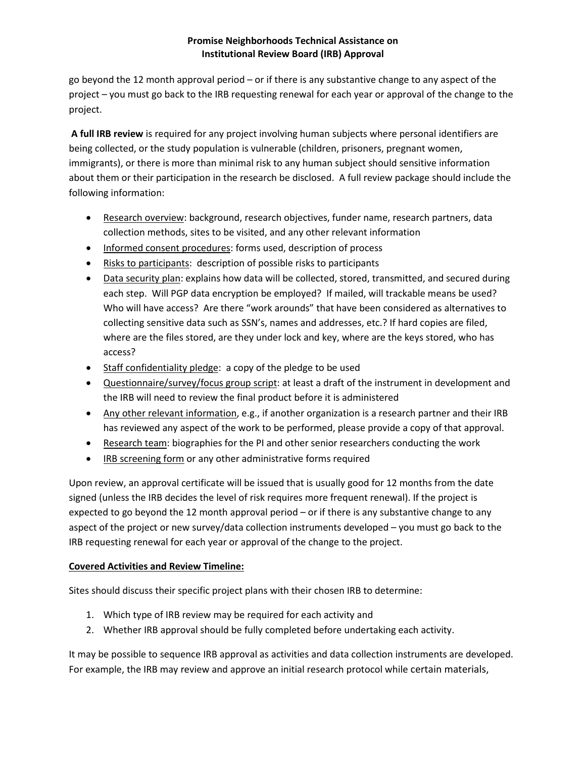go beyond the 12 month approval period – or if there is any substantive change to any aspect of the project – you must go back to the IRB requesting renewal for each year or approval of the change to the project.

**A full IRB review** is required for any project involving human subjects where personal identifiers are being collected, or the study population is vulnerable (children, prisoners, pregnant women, immigrants), or there is more than minimal risk to any human subject should sensitive information about them or their participation in the research be disclosed. A full review package should include the following information:

- Research overview: background, research objectives, funder name, research partners, data collection methods, sites to be visited, and any other relevant information
- Informed consent procedures: forms used, description of process
- Risks to participants: description of possible risks to participants
- Data security plan: explains how data will be collected, stored, transmitted, and secured during each step. Will PGP data encryption be employed? If mailed, will trackable means be used? Who will have access? Are there "work arounds" that have been considered as alternatives to collecting sensitive data such as SSN's, names and addresses, etc.? If hard copies are filed, where are the files stored, are they under lock and key, where are the keys stored, who has access?
- Staff confidentiality pledge: a copy of the pledge to be used
- Questionnaire/survey/focus group script: at least a draft of the instrument in development and the IRB will need to review the final product before it is administered
- Any other relevant information, e.g., if another organization is a research partner and their IRB has reviewed any aspect of the work to be performed, please provide a copy of that approval.
- Research team: biographies for the PI and other senior researchers conducting the work
- IRB screening form or any other administrative forms required

Upon review, an approval certificate will be issued that is usually good for 12 months from the date signed (unless the IRB decides the level of risk requires more frequent renewal). If the project is expected to go beyond the 12 month approval period – or if there is any substantive change to any aspect of the project or new survey/data collection instruments developed – you must go back to the IRB requesting renewal for each year or approval of the change to the project.

## Covered Activities and Review Timeline:

Sites should discuss their specific project plans with their chosen IRB to determine:

1. Which type of IRB review may be required for each activity and
2. Whether IRB approval should be fully completed before undertaking each activity.

It may be possible to sequence IRB approval as activities and data collection instruments are developed. For example, the IRB may review and approve an initial research protocol while certain materials,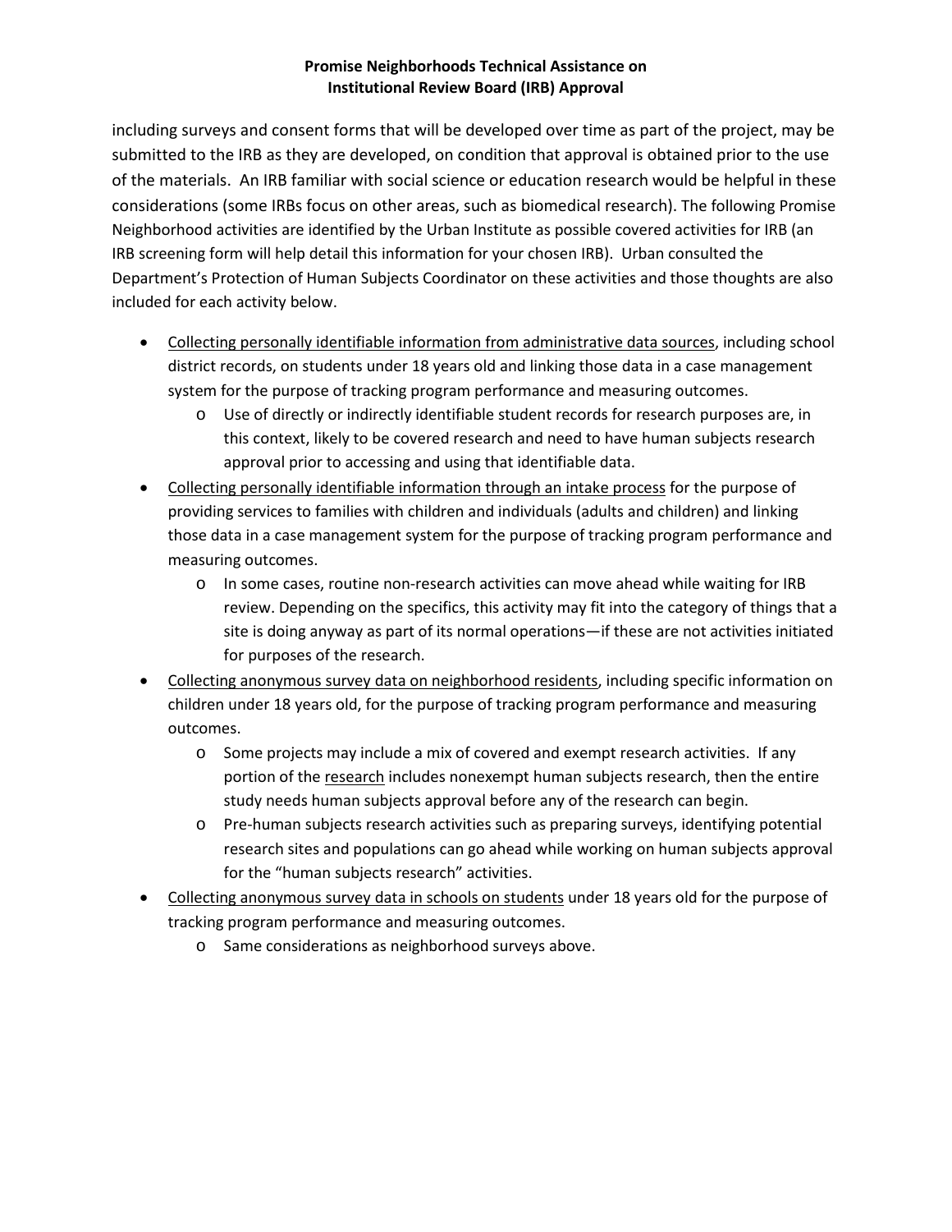including surveys and consent forms that will be developed over time as part of the project, may be submitted to the IRB as they are developed, on condition that approval is obtained prior to the use of the materials. An IRB familiar with social science or education research would be helpful in these considerations (some IRBs focus on other areas, such as biomedical research). The following Promise Neighborhood activities are identified by the Urban Institute as possible covered activities for IRB (an IRB screening form will help detail this information for your chosen IRB). Urban consulted the Department's Protection of Human Subjects Coordinator on these activities and those thoughts are also included for each activity below.

- <u>Collecting personally identifiable information from administrative data sources</u>, including school district records, on students under 18 years old and linking those data in a case management system for the purpose of tracking program performance and measuring outcomes.
  - Use of directly or indirectly identifiable student records for research purposes are, in this context, likely to be covered research and need to have human subjects research approval prior to accessing and using that identifiable data.
- <u>Collecting personally identifiable information through an intake process</u> for the purpose of providing services to families with children and individuals (adults and children) and linking those data in a case management system for the purpose of tracking program performance and measuring outcomes.
  - In some cases, routine non-research activities can move ahead while waiting for IRB review. Depending on the specifics, this activity may fit into the category of things that a site is doing anyway as part of its normal operations—if these are not activities initiated for purposes of the research.
- <u>Collecting anonymous survey data on neighborhood residents</u>, including specific information on children under 18 years old, for the purpose of tracking program performance and measuring outcomes.
  - Some projects may include a mix of covered and exempt research activities. If any portion of the <u>research</u> includes nonexempt human subjects research, then the entire study needs human subjects approval before any of the research can begin.
  - Pre-human subjects research activities such as preparing surveys, identifying potential research sites and populations can go ahead while working on human subjects approval for the "human subjects research" activities.
- <u>Collecting anonymous survey data in schools on students</u> under 18 years old for the purpose of tracking program performance and measuring outcomes.
  - Same considerations as neighborhood surveys above.